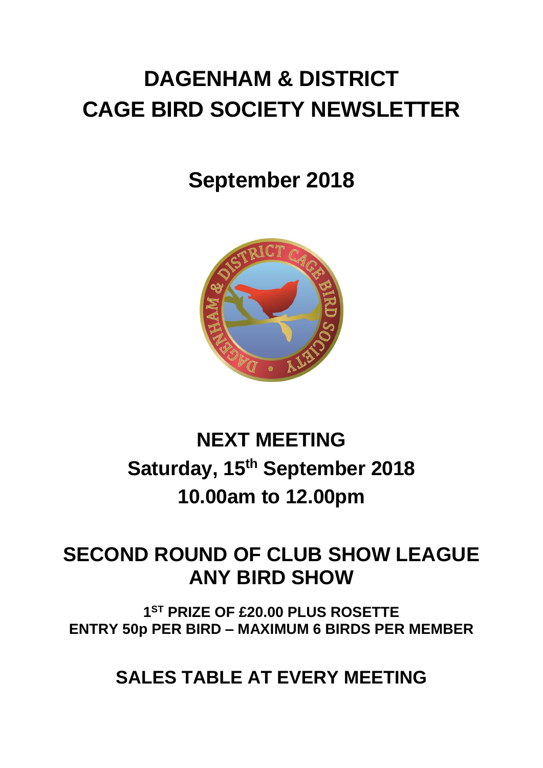# DAGENHAM & DISTRICT CAGE BIRD SOCIETY NEWSLETTER

## September 2018

## NEXT MEETING

## Saturday, 15th September 2018

## 10.00am to 12.00pm

## SECOND ROUND OF CLUB SHOW LEAGUE ANY BIRD SHOW

**1ST PRIZE OF £20.00 PLUS ROSETTE**
**ENTRY 50p PER BIRD – MAXIMUM 6 BIRDS PER MEMBER**

## SALES TABLE AT EVERY MEETING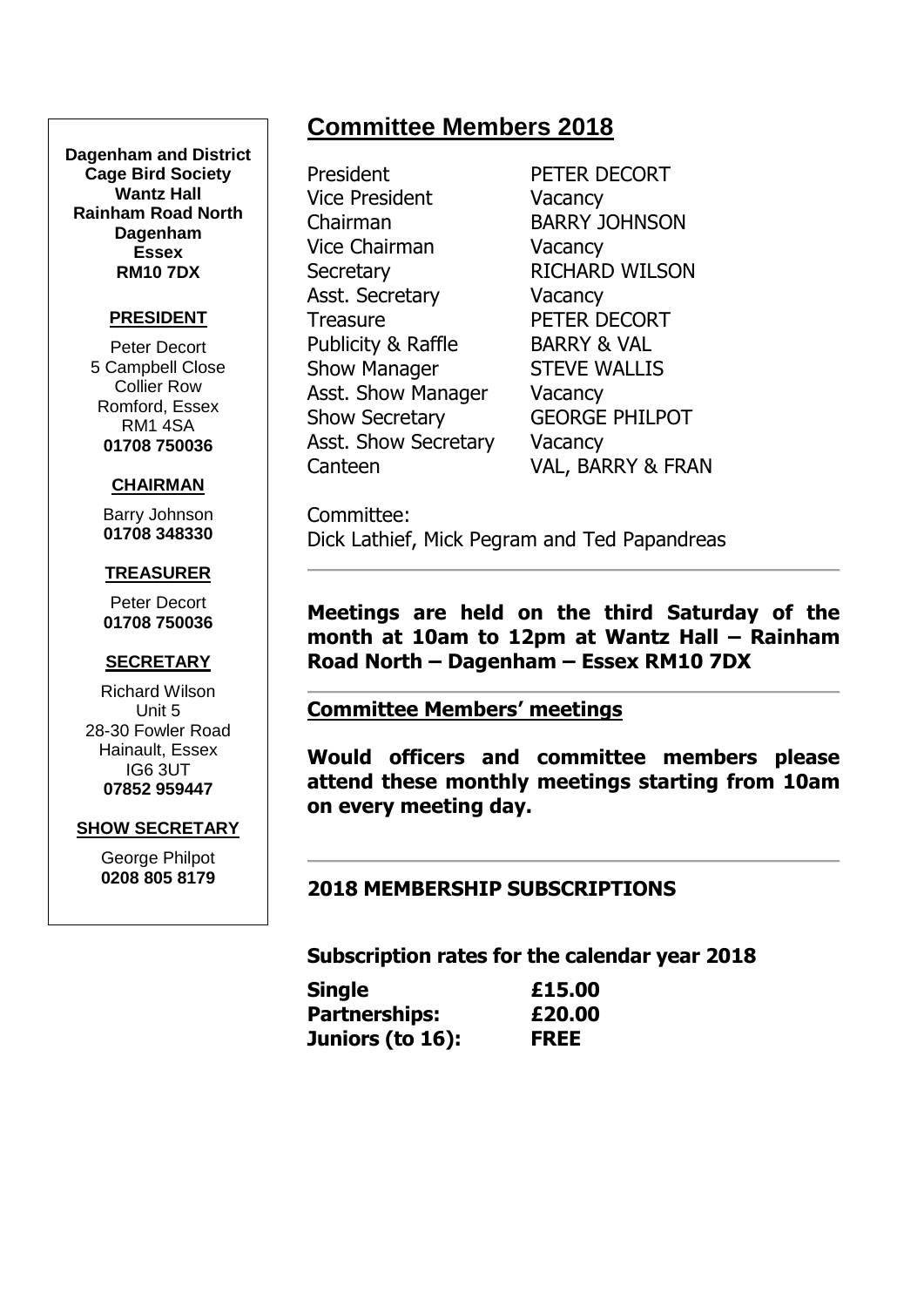**Dagenham and District Cage Bird Society**
**Wantz Hall**
**Rainham Road North**
**Dagenham**
**Essex**
**RM10 7DX**

**PRESIDENT**

Peter Decort
5 Campbell Close
Collier Row
Romford, Essex
RM1 4SA
**01708 750036**

**CHAIRMAN**

Barry Johnson
**01708 348330**

**TREASURER**

Peter Decort
**01708 750036**

**SECRETARY**

Richard Wilson
Unit 5
28-30 Fowler Road
Hainault, Essex
IG6 3UT
**07852 959447**

**SHOW SECRETARY**

George Philpot
**0208 805 8179**

## Committee Members 2018

| | |
|---|---|
| President | PETER DECORT |
| Vice President | Vacancy |
| Chairman | BARRY JOHNSON |
| Vice Chairman | Vacancy |
| Secretary | RICHARD WILSON |
| Asst. Secretary | Vacancy |
| Treasure | PETER DECORT |
| Publicity & Raffle | BARRY & VAL |
| Show Manager | STEVE WALLIS |
| Asst. Show Manager | Vacancy |
| Show Secretary | GEORGE PHILPOT |
| Asst. Show Secretary | Vacancy |
| Canteen | VAL, BARRY & FRAN |

Committee:
Dick Lathief, Mick Pegram and Ted Papandreas

---

**Meetings are held on the third Saturday of the month at 10am to 12pm at Wantz Hall – Rainham Road North – Dagenham – Essex RM10 7DX**

---

**Committee Members' meetings**

**Would officers and committee members please attend these monthly meetings starting from 10am on every meeting day.**

---

**2018 MEMBERSHIP SUBSCRIPTIONS**

**Subscription rates for the calendar year 2018**

| | |
|---|---|
| **Single** | **£15.00** |
| **Partnerships:** | **£20.00** |
| **Juniors (to 16):** | **FREE** |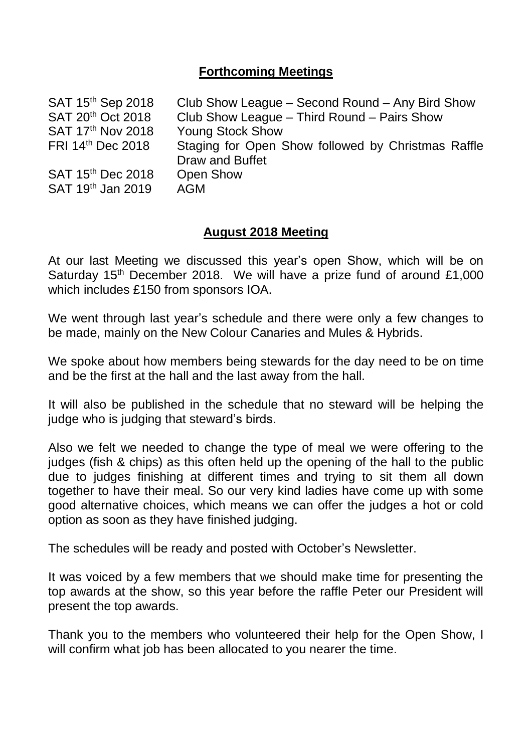## Forthcoming Meetings

| | |
|---|---|
| SAT 15th Sep 2018 | Club Show League – Second Round – Any Bird Show |
| SAT 20th Oct 2018 | Club Show League – Third Round – Pairs Show |
| SAT 17th Nov 2018 | Young Stock Show |
| FRI 14th Dec 2018 | Staging for Open Show followed by Christmas Raffle Draw and Buffet |
| SAT 15th Dec 2018 | Open Show |
| SAT 19th Jan 2019 | AGM |

## August 2018 Meeting

At our last Meeting we discussed this year's open Show, which will be on Saturday 15th December 2018. We will have a prize fund of around £1,000 which includes £150 from sponsors IOA.

We went through last year's schedule and there were only a few changes to be made, mainly on the New Colour Canaries and Mules & Hybrids.

We spoke about how members being stewards for the day need to be on time and be the first at the hall and the last away from the hall.

It will also be published in the schedule that no steward will be helping the judge who is judging that steward's birds.

Also we felt we needed to change the type of meal we were offering to the judges (fish & chips) as this often held up the opening of the hall to the public due to judges finishing at different times and trying to sit them all down together to have their meal. So our very kind ladies have come up with some good alternative choices, which means we can offer the judges a hot or cold option as soon as they have finished judging.

The schedules will be ready and posted with October's Newsletter.

It was voiced by a few members that we should make time for presenting the top awards at the show, so this year before the raffle Peter our President will present the top awards.

Thank you to the members who volunteered their help for the Open Show, I will confirm what job has been allocated to you nearer the time.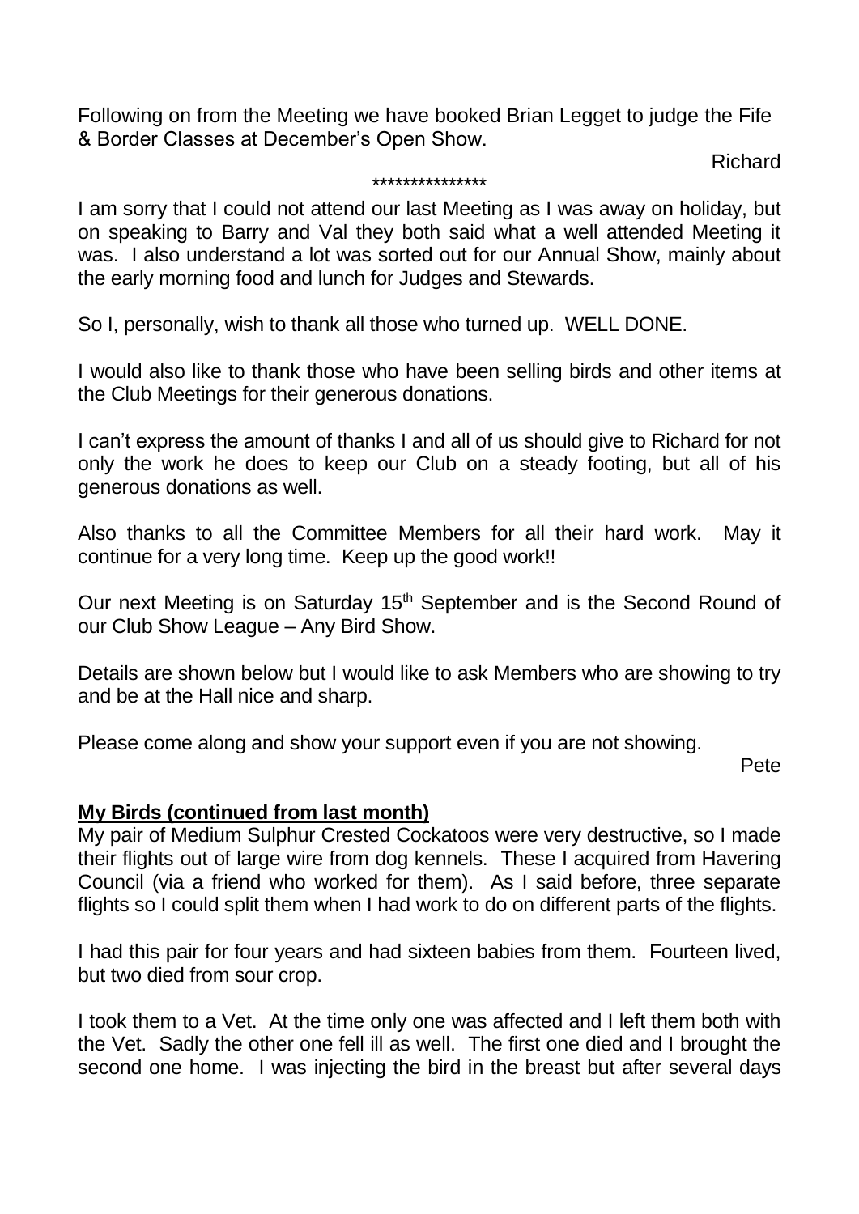Following on from the Meeting we have booked Brian Legget to judge the Fife & Border Classes at December's Open Show.

Richard

***************

I am sorry that I could not attend our last Meeting as I was away on holiday, but on speaking to Barry and Val they both said what a well attended Meeting it was. I also understand a lot was sorted out for our Annual Show, mainly about the early morning food and lunch for Judges and Stewards.

So I, personally, wish to thank all those who turned up. WELL DONE.

I would also like to thank those who have been selling birds and other items at the Club Meetings for their generous donations.

I can't express the amount of thanks I and all of us should give to Richard for not only the work he does to keep our Club on a steady footing, but all of his generous donations as well.

Also thanks to all the Committee Members for all their hard work. May it continue for a very long time. Keep up the good work!!

Our next Meeting is on Saturday 15th September and is the Second Round of our Club Show League – Any Bird Show.

Details are shown below but I would like to ask Members who are showing to try and be at the Hall nice and sharp.

Please come along and show your support even if you are not showing.

Pete

**My Birds (continued from last month)**

My pair of Medium Sulphur Crested Cockatoos were very destructive, so I made their flights out of large wire from dog kennels. These I acquired from Havering Council (via a friend who worked for them). As I said before, three separate flights so I could split them when I had work to do on different parts of the flights.

I had this pair for four years and had sixteen babies from them. Fourteen lived, but two died from sour crop.

I took them to a Vet. At the time only one was affected and I left them both with the Vet. Sadly the other one fell ill as well. The first one died and I brought the second one home. I was injecting the bird in the breast but after several days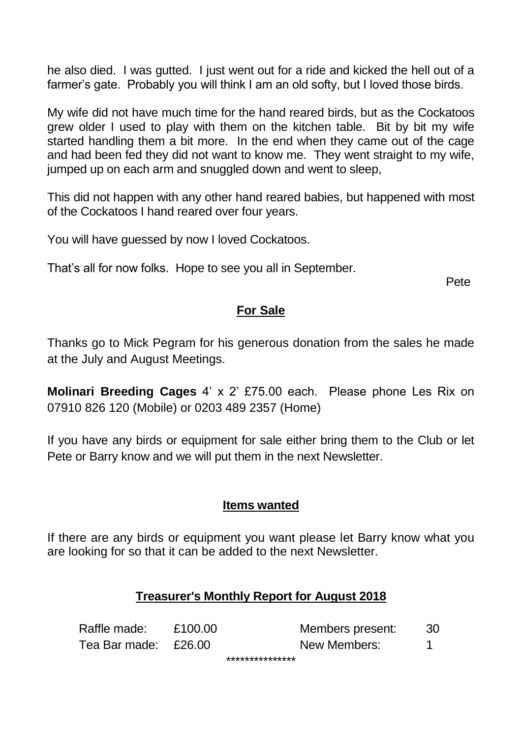he also died. I was gutted. I just went out for a ride and kicked the hell out of a farmer's gate. Probably you will think I am an old softy, but I loved those birds.

My wife did not have much time for the hand reared birds, but as the Cockatoos grew older I used to play with them on the kitchen table. Bit by bit my wife started handling them a bit more. In the end when they came out of the cage and had been fed they did not want to know me. They went straight to my wife, jumped up on each arm and snuggled down and went to sleep,

This did not happen with any other hand reared babies, but happened with most of the Cockatoos I hand reared over four years.

You will have guessed by now I loved Cockatoos.

That's all for now folks. Hope to see you all in September.

Pete

## For Sale

Thanks go to Mick Pegram for his generous donation from the sales he made at the July and August Meetings.

**Molinari Breeding Cages** 4' x 2' £75.00 each. Please phone Les Rix on 07910 826 120 (Mobile) or 0203 489 2357 (Home)

If you have any birds or equipment for sale either bring them to the Club or let Pete or Barry know and we will put them in the next Newsletter.

## Items wanted

If there are any birds or equipment you want please let Barry know what you are looking for so that it can be added to the next Newsletter.

## Treasurer's Monthly Report for August 2018

| | | | |
|---|---|---|---|
| Raffle made: | £100.00 | Members present: | 30 |
| Tea Bar made: | £26.00 | New Members: | 1 |

***************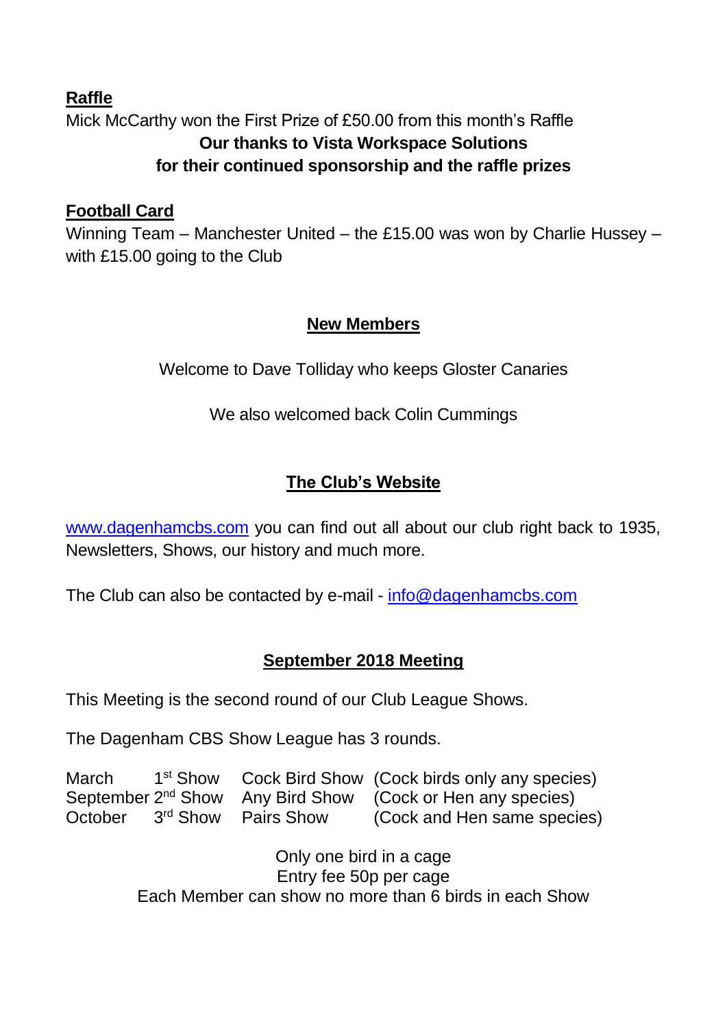**Raffle**

Mick McCarthy won the First Prize of £50.00 from this month's Raffle

**Our thanks to Vista Workspace Solutions for their continued sponsorship and the raffle prizes**

**Football Card**

Winning Team – Manchester United – the £15.00 was won by Charlie Hussey – with £15.00 going to the Club

## New Members

Welcome to Dave Tolliday who keeps Gloster Canaries

We also welcomed back Colin Cummings

## The Club's Website

www.dagenhamcbs.com you can find out all about our club right back to 1935, Newsletters, Shows, our history and much more.

The Club can also be contacted by e-mail - info@dagenhamcbs.com

## September 2018 Meeting

This Meeting is the second round of our Club League Shows.

The Dagenham CBS Show League has 3 rounds.

| | | | |
|---|---|---|---|
| March | 1st Show | Cock Bird Show | (Cock birds only any species) |
| September | 2nd Show | Any Bird Show | (Cock or Hen any species) |
| October | 3rd Show | Pairs Show | (Cock and Hen same species) |

Only one bird in a cage
Entry fee 50p per cage
Each Member can show no more than 6 birds in each Show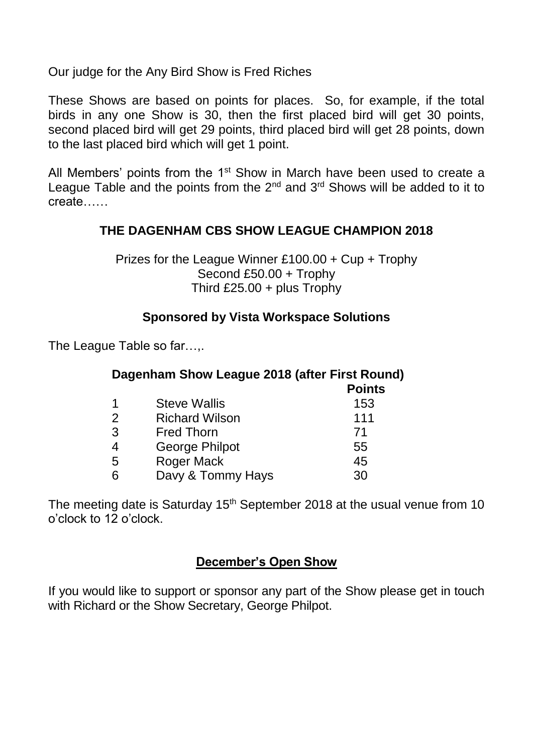Our judge for the Any Bird Show is Fred Riches

These Shows are based on points for places. So, for example, if the total birds in any one Show is 30, then the first placed bird will get 30 points, second placed bird will get 29 points, third placed bird will get 28 points, down to the last placed bird which will get 1 point.

All Members' points from the 1st Show in March have been used to create a League Table and the points from the 2nd and 3rd Shows will be added to it to create……

## THE DAGENHAM CBS SHOW LEAGUE CHAMPION 2018

Prizes for the League Winner £100.00 + Cup + Trophy
Second £50.00 + Trophy
Third £25.00 + plus Trophy

**Sponsored by Vista Workspace Solutions**

The League Table so far…,.

**Dagenham Show League 2018 (after First Round)**

| | | **Points** |
|---|---|---|
| 1 | Steve Wallis | 153 |
| 2 | Richard Wilson | 111 |
| 3 | Fred Thorn | 71 |
| 4 | George Philpot | 55 |
| 5 | Roger Mack | 45 |
| 6 | Davy & Tommy Hays | 30 |

The meeting date is Saturday 15th September 2018 at the usual venue from 10 o'clock to 12 o'clock.

## December's Open Show

If you would like to support or sponsor any part of the Show please get in touch with Richard or the Show Secretary, George Philpot.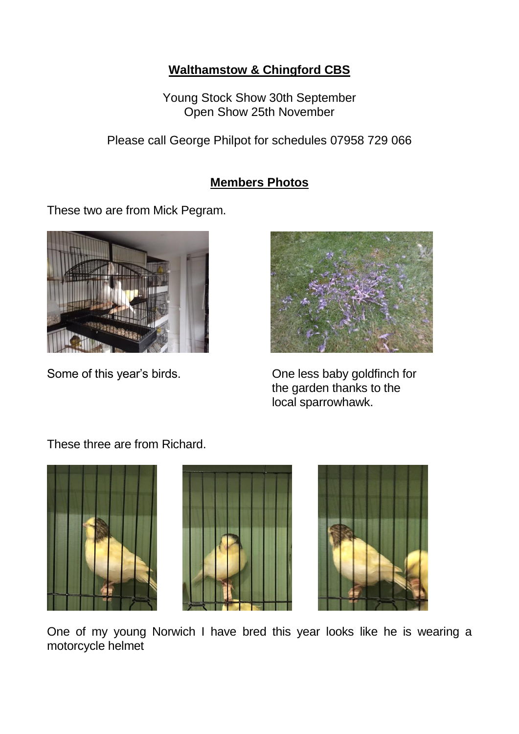## Walthamstow & Chingford CBS

Young Stock Show 30th September
Open Show 25th November

Please call George Philpot for schedules 07958 729 066

## Members Photos

These two are from Mick Pegram.

Some of this year's birds.

One less baby goldfinch for the garden thanks to the local sparrowhawk.

These three are from Richard.

One of my young Norwich I have bred this year looks like he is wearing a motorcycle helmet